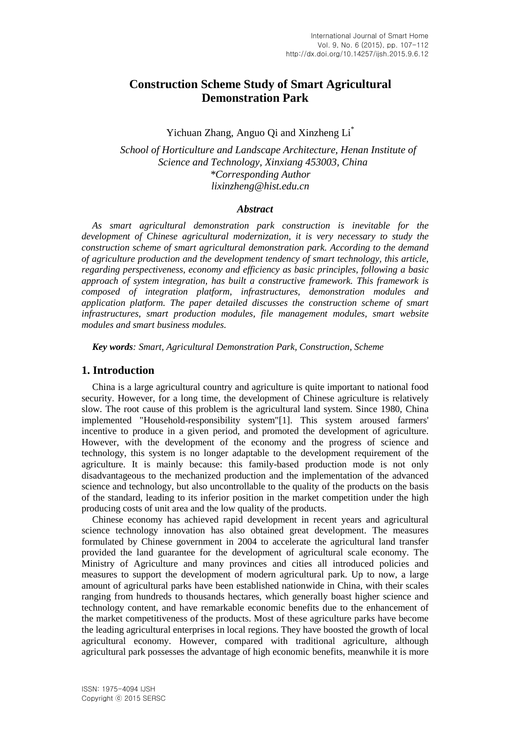# Construction Scheme Study of Smart Agricultural Demonstration Park

Yichuan Zhang, Anguo Qi and Xinzheng Li*

*School of Horticulture and Landscape Architecture, Henan Institute of Science and Technology, Xinxiang 453003, China*
*\*Corresponding Author*
*lixinzheng@hist.edu.cn*

### *Abstract*

*As smart agricultural demonstration park construction is inevitable for the development of Chinese agricultural modernization, it is very necessary to study the construction scheme of smart agricultural demonstration park. According to the demand of agriculture production and the development tendency of smart technology, this article, regarding perspectiveness, economy and efficiency as basic principles, following a basic approach of system integration, has built a constructive framework. This framework is composed of integration platform, infrastructures, demonstration modules and application platform. The paper detailed discusses the construction scheme of smart infrastructures, smart production modules, file management modules, smart website modules and smart business modules.*

***Key words**: Smart, Agricultural Demonstration Park, Construction, Scheme*

## 1. Introduction

China is a large agricultural country and agriculture is quite important to national food security. However, for a long time, the development of Chinese agriculture is relatively slow. The root cause of this problem is the agricultural land system. Since 1980, China implemented "Household-responsibility system"[1]. This system aroused farmers' incentive to produce in a given period, and promoted the development of agriculture. However, with the development of the economy and the progress of science and technology, this system is no longer adaptable to the development requirement of the agriculture. It is mainly because: this family-based production mode is not only disadvantageous to the mechanized production and the implementation of the advanced science and technology, but also uncontrollable to the quality of the products on the basis of the standard, leading to its inferior position in the market competition under the high producing costs of unit area and the low quality of the products.

Chinese economy has achieved rapid development in recent years and agricultural science technology innovation has also obtained great development. The measures formulated by Chinese government in 2004 to accelerate the agricultural land transfer provided the land guarantee for the development of agricultural scale economy. The Ministry of Agriculture and many provinces and cities all introduced policies and measures to support the development of modern agricultural park. Up to now, a large amount of agricultural parks have been established nationwide in China, with their scales ranging from hundreds to thousands hectares, which generally boast higher science and technology content, and have remarkable economic benefits due to the enhancement of the market competitiveness of the products. Most of these agriculture parks have become the leading agricultural enterprises in local regions. They have boosted the growth of local agricultural economy. However, compared with traditional agriculture, although agricultural park possesses the advantage of high economic benefits, meanwhile it is more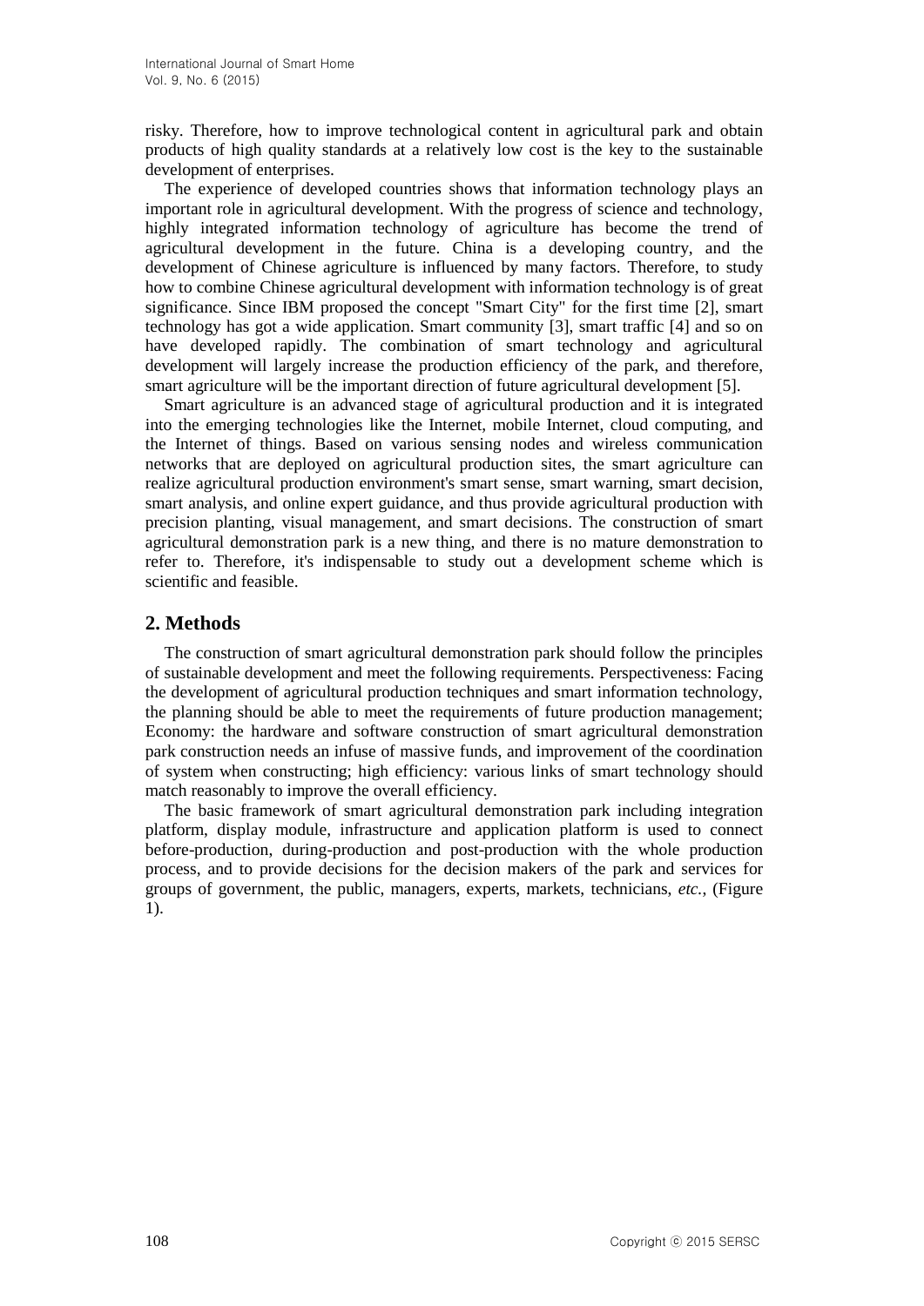risky. Therefore, how to improve technological content in agricultural park and obtain products of high quality standards at a relatively low cost is the key to the sustainable development of enterprises.

The experience of developed countries shows that information technology plays an important role in agricultural development. With the progress of science and technology, highly integrated information technology of agriculture has become the trend of agricultural development in the future. China is a developing country, and the development of Chinese agriculture is influenced by many factors. Therefore, to study how to combine Chinese agricultural development with information technology is of great significance. Since IBM proposed the concept "Smart City" for the first time [2], smart technology has got a wide application. Smart community [3], smart traffic [4] and so on have developed rapidly. The combination of smart technology and agricultural development will largely increase the production efficiency of the park, and therefore, smart agriculture will be the important direction of future agricultural development [5].

Smart agriculture is an advanced stage of agricultural production and it is integrated into the emerging technologies like the Internet, mobile Internet, cloud computing, and the Internet of things. Based on various sensing nodes and wireless communication networks that are deployed on agricultural production sites, the smart agriculture can realize agricultural production environment's smart sense, smart warning, smart decision, smart analysis, and online expert guidance, and thus provide agricultural production with precision planting, visual management, and smart decisions. The construction of smart agricultural demonstration park is a new thing, and there is no mature demonstration to refer to. Therefore, it's indispensable to study out a development scheme which is scientific and feasible.

## 2. Methods

The construction of smart agricultural demonstration park should follow the principles of sustainable development and meet the following requirements. Perspectiveness: Facing the development of agricultural production techniques and smart information technology, the planning should be able to meet the requirements of future production management; Economy: the hardware and software construction of smart agricultural demonstration park construction needs an infuse of massive funds, and improvement of the coordination of system when constructing; high efficiency: various links of smart technology should match reasonably to improve the overall efficiency.

The basic framework of smart agricultural demonstration park including integration platform, display module, infrastructure and application platform is used to connect before-production, during-production and post-production with the whole production process, and to provide decisions for the decision makers of the park and services for groups of government, the public, managers, experts, markets, technicians, *etc.*, (Figure 1).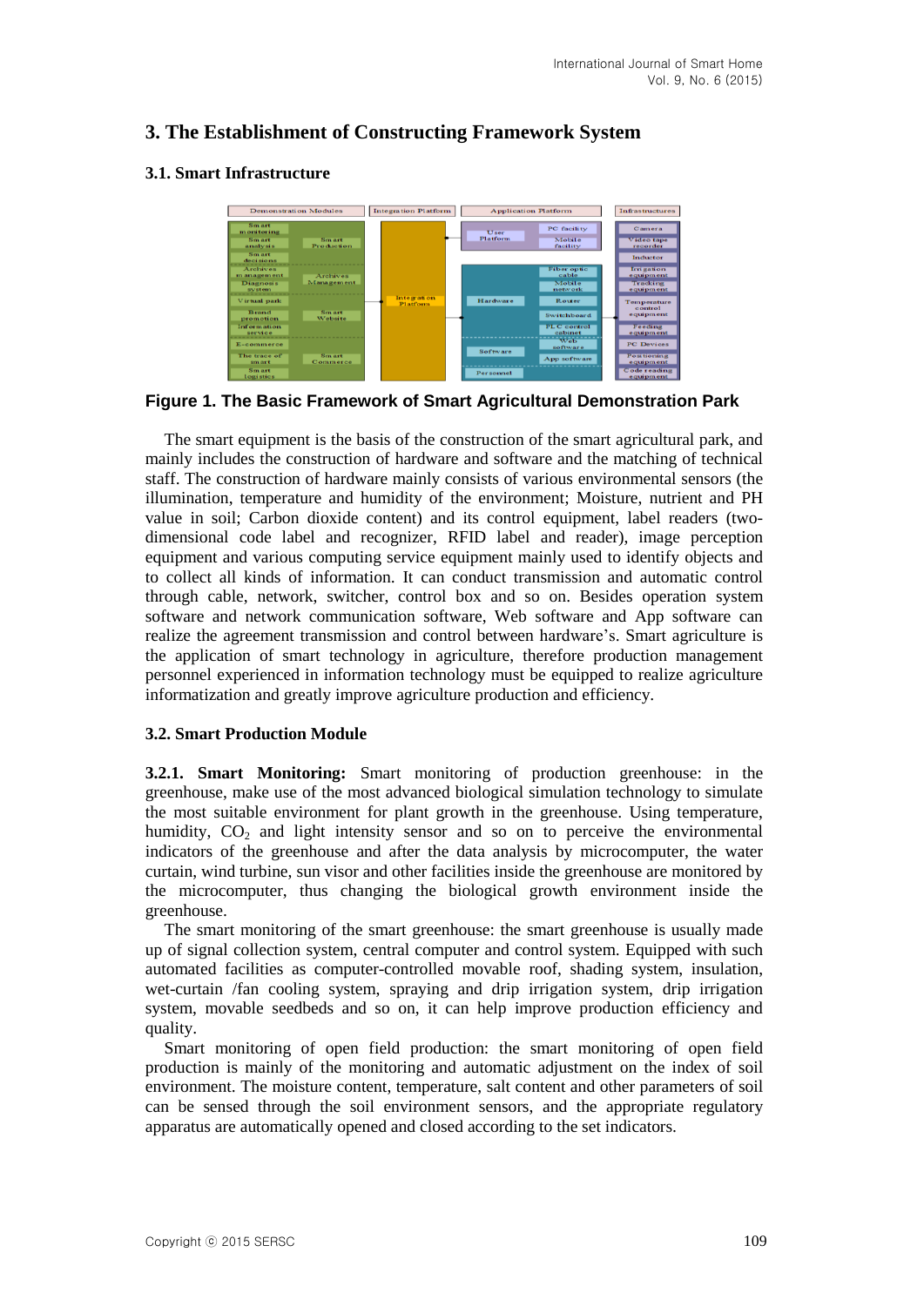## 3. The Establishment of Constructing Framework System

### 3.1. Smart Infrastructure

**Figure 1. The Basic Framework of Smart Agricultural Demonstration Park**

The smart equipment is the basis of the construction of the smart agricultural park, and mainly includes the construction of hardware and software and the matching of technical staff. The construction of hardware mainly consists of various environmental sensors (the illumination, temperature and humidity of the environment; Moisture, nutrient and PH value in soil; Carbon dioxide content) and its control equipment, label readers (two-dimensional code label and recognizer, RFID label and reader), image perception equipment and various computing service equipment mainly used to identify objects and to collect all kinds of information. It can conduct transmission and automatic control through cable, network, switcher, control box and so on. Besides operation system software and network communication software, Web software and App software can realize the agreement transmission and control between hardware's. Smart agriculture is the application of smart technology in agriculture, therefore production management personnel experienced in information technology must be equipped to realize agriculture informatization and greatly improve agriculture production and efficiency.

### 3.2. Smart Production Module

**3.2.1. Smart Monitoring:** Smart monitoring of production greenhouse: in the greenhouse, make use of the most advanced biological simulation technology to simulate the most suitable environment for plant growth in the greenhouse. Using temperature, humidity, $CO_2$ and light intensity sensor and so on to perceive the environmental indicators of the greenhouse and after the data analysis by microcomputer, the water curtain, wind turbine, sun visor and other facilities inside the greenhouse are monitored by the microcomputer, thus changing the biological growth environment inside the greenhouse.

The smart monitoring of the smart greenhouse: the smart greenhouse is usually made up of signal collection system, central computer and control system. Equipped with such automated facilities as computer-controlled movable roof, shading system, insulation, wet-curtain /fan cooling system, spraying and drip irrigation system, drip irrigation system, movable seedbeds and so on, it can help improve production efficiency and quality.

Smart monitoring of open field production: the smart monitoring of open field production is mainly of the monitoring and automatic adjustment on the index of soil environment. The moisture content, temperature, salt content and other parameters of soil can be sensed through the soil environment sensors, and the appropriate regulatory apparatus are automatically opened and closed according to the set indicators.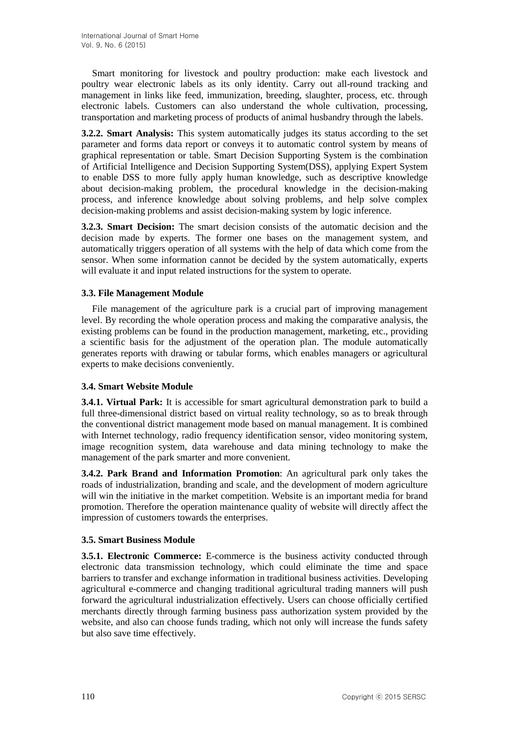Smart monitoring for livestock and poultry production: make each livestock and poultry wear electronic labels as its only identity. Carry out all-round tracking and management in links like feed, immunization, breeding, slaughter, process, etc. through electronic labels. Customers can also understand the whole cultivation, processing, transportation and marketing process of products of animal husbandry through the labels.

**3.2.2. Smart Analysis:** This system automatically judges its status according to the set parameter and forms data report or conveys it to automatic control system by means of graphical representation or table. Smart Decision Supporting System is the combination of Artificial Intelligence and Decision Supporting System(DSS), applying Expert System to enable DSS to more fully apply human knowledge, such as descriptive knowledge about decision-making problem, the procedural knowledge in the decision-making process, and inference knowledge about solving problems, and help solve complex decision-making problems and assist decision-making system by logic inference.

**3.2.3. Smart Decision:** The smart decision consists of the automatic decision and the decision made by experts. The former one bases on the management system, and automatically triggers operation of all systems with the help of data which come from the sensor. When some information cannot be decided by the system automatically, experts will evaluate it and input related instructions for the system to operate.

### 3.3. File Management Module

File management of the agriculture park is a crucial part of improving management level. By recording the whole operation process and making the comparative analysis, the existing problems can be found in the production management, marketing, etc., providing a scientific basis for the adjustment of the operation plan. The module automatically generates reports with drawing or tabular forms, which enables managers or agricultural experts to make decisions conveniently.

### 3.4. Smart Website Module

**3.4.1. Virtual Park:** It is accessible for smart agricultural demonstration park to build a full three-dimensional district based on virtual reality technology, so as to break through the conventional district management mode based on manual management. It is combined with Internet technology, radio frequency identification sensor, video monitoring system, image recognition system, data warehouse and data mining technology to make the management of the park smarter and more convenient.

**3.4.2. Park Brand and Information Promotion**: An agricultural park only takes the roads of industrialization, branding and scale, and the development of modern agriculture will win the initiative in the market competition. Website is an important media for brand promotion. Therefore the operation maintenance quality of website will directly affect the impression of customers towards the enterprises.

### 3.5. Smart Business Module

**3.5.1. Electronic Commerce:** E-commerce is the business activity conducted through electronic data transmission technology, which could eliminate the time and space barriers to transfer and exchange information in traditional business activities. Developing agricultural e-commerce and changing traditional agricultural trading manners will push forward the agricultural industrialization effectively. Users can choose officially certified merchants directly through farming business pass authorization system provided by the website, and also can choose funds trading, which not only will increase the funds safety but also save time effectively.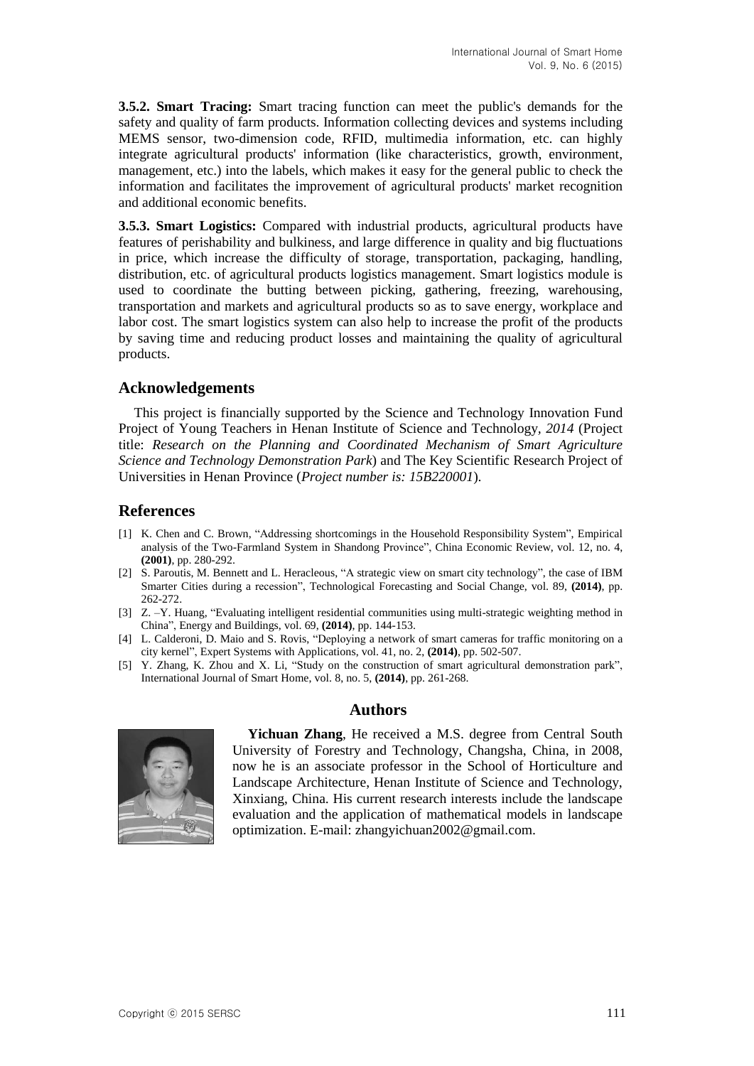**3.5.2. Smart Tracing:** Smart tracing function can meet the public's demands for the safety and quality of farm products. Information collecting devices and systems including MEMS sensor, two-dimension code, RFID, multimedia information, etc. can highly integrate agricultural products' information (like characteristics, growth, environment, management, etc.) into the labels, which makes it easy for the general public to check the information and facilitates the improvement of agricultural products' market recognition and additional economic benefits.

**3.5.3. Smart Logistics:** Compared with industrial products, agricultural products have features of perishability and bulkiness, and large difference in quality and big fluctuations in price, which increase the difficulty of storage, transportation, packaging, handling, distribution, etc. of agricultural products logistics management. Smart logistics module is used to coordinate the butting between picking, gathering, freezing, warehousing, transportation and markets and agricultural products so as to save energy, workplace and labor cost. The smart logistics system can also help to increase the profit of the products by saving time and reducing product losses and maintaining the quality of agricultural products.

## Acknowledgements

This project is financially supported by the Science and Technology Innovation Fund Project of Young Teachers in Henan Institute of Science and Technology, *2014* (Project title: *Research on the Planning and Coordinated Mechanism of Smart Agriculture Science and Technology Demonstration Park*) and The Key Scientific Research Project of Universities in Henan Province (*Project number is: 15B220001*).

## References

[1] K. Chen and C. Brown, "Addressing shortcomings in the Household Responsibility System", Empirical analysis of the Two-Farmland System in Shandong Province", China Economic Review, vol. 12, no. 4, **(2001)**, pp. 280-292.

[2] S. Paroutis, M. Bennett and L. Heracleous, "A strategic view on smart city technology", the case of IBM Smarter Cities during a recession", Technological Forecasting and Social Change, vol. 89, **(2014)**, pp. 262-272.

[3] Z. –Y. Huang, "Evaluating intelligent residential communities using multi-strategic weighting method in China", Energy and Buildings, vol. 69, **(2014)**, pp. 144-153.

[4] L. Calderoni, D. Maio and S. Rovis, "Deploying a network of smart cameras for traffic monitoring on a city kernel", Expert Systems with Applications, vol. 41, no. 2, **(2014)**, pp. 502-507.

[5] Y. Zhang, K. Zhou and X. Li, "Study on the construction of smart agricultural demonstration park", International Journal of Smart Home, vol. 8, no. 5, **(2014)**, pp. 261-268.

## Authors

**Yichuan Zhang**, He received a M.S. degree from Central South University of Forestry and Technology, Changsha, China, in 2008, now he is an associate professor in the School of Horticulture and Landscape Architecture, Henan Institute of Science and Technology, Xinxiang, China. His current research interests include the landscape evaluation and the application of mathematical models in landscape optimization. E-mail: zhangyichuan2002@gmail.com.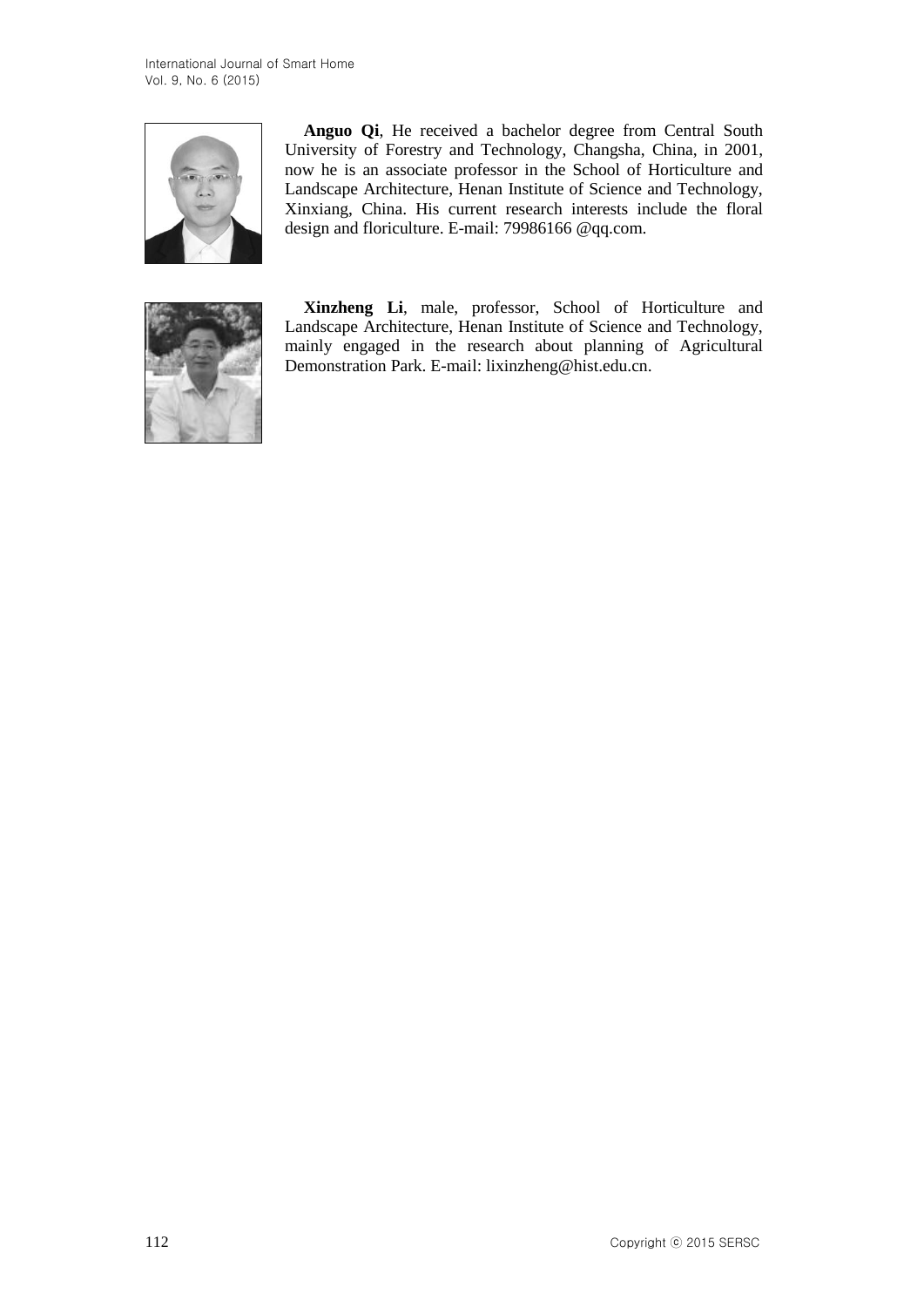**Anguo Qi**, He received a bachelor degree from Central South University of Forestry and Technology, Changsha, China, in 2001, now he is an associate professor in the School of Horticulture and Landscape Architecture, Henan Institute of Science and Technology, Xinxiang, China. His current research interests include the floral design and floriculture. E-mail: 79986166 @qq.com.

**Xinzheng Li**, male, professor, School of Horticulture and Landscape Architecture, Henan Institute of Science and Technology, mainly engaged in the research about planning of Agricultural Demonstration Park. E-mail: lixinzheng@hist.edu.cn.